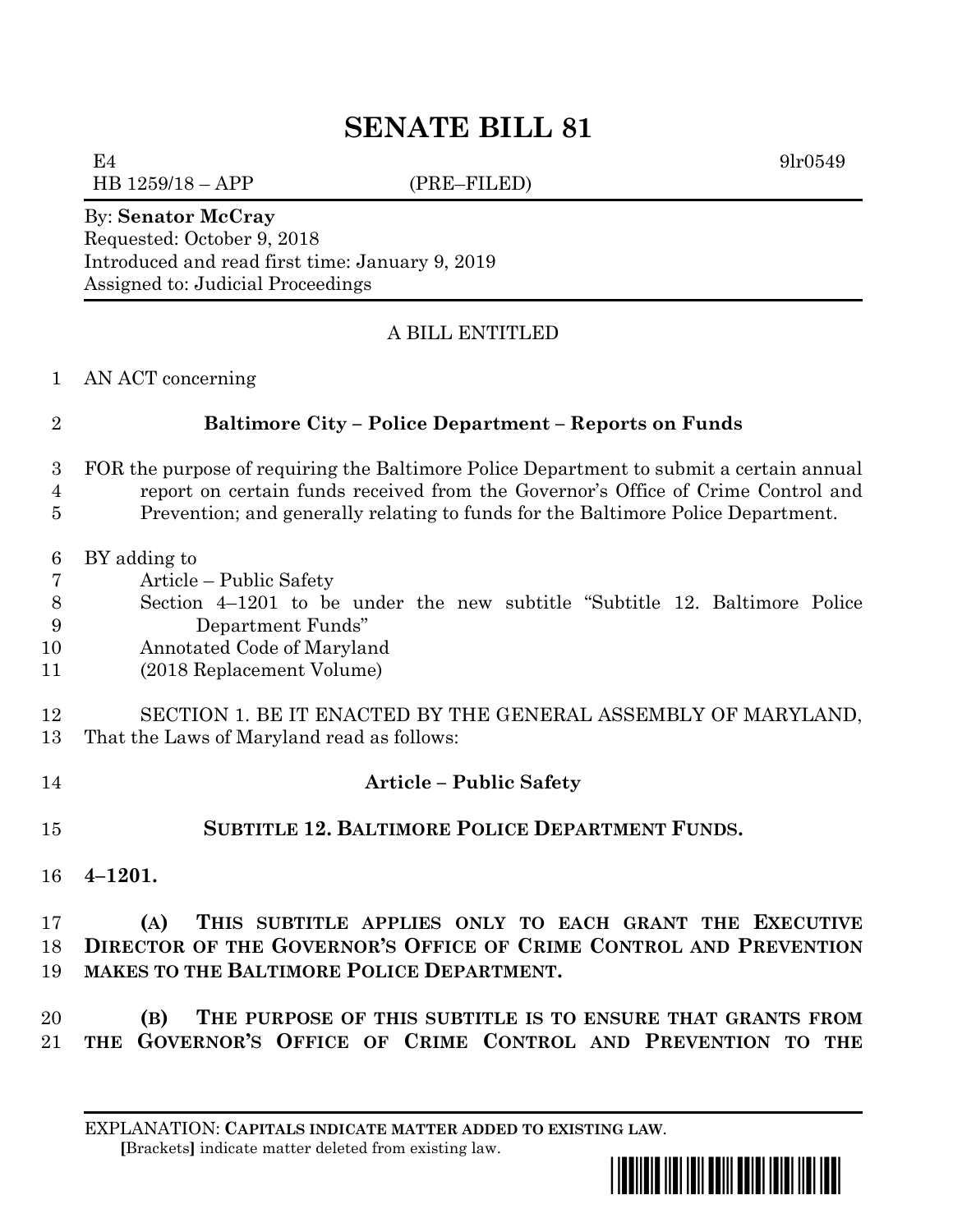# SENATE BILL 81

E4 9lr0549
HB 1259/18 – APP (PRE–FILED)

By: **Senator McCray**
Requested: October 9, 2018
Introduced and read first time: January 9, 2019
Assigned to: Judicial Proceedings

A BILL ENTITLED

1 AN ACT concerning

2 **Baltimore City – Police Department – Reports on Funds**

3 FOR the purpose of requiring the Baltimore Police Department to submit a certain annual
4 report on certain funds received from the Governor's Office of Crime Control and
5 Prevention; and generally relating to funds for the Baltimore Police Department.

6 BY adding to
7 Article – Public Safety
8 Section 4–1201 to be under the new subtitle "Subtitle 12. Baltimore Police
9 Department Funds"
10 Annotated Code of Maryland
11 (2018 Replacement Volume)

12 SECTION 1. BE IT ENACTED BY THE GENERAL ASSEMBLY OF MARYLAND,
13 That the Laws of Maryland read as follows:

14 **Article – Public Safety**

15 **SUBTITLE 12. BALTIMORE POLICE DEPARTMENT FUNDS.**

16 **4–1201.**

17 **(A) THIS SUBTITLE APPLIES ONLY TO EACH GRANT THE EXECUTIVE**
18 **DIRECTOR OF THE GOVERNOR'S OFFICE OF CRIME CONTROL AND PREVENTION**
19 **MAKES TO THE BALTIMORE POLICE DEPARTMENT.**

20 **(B) THE PURPOSE OF THIS SUBTITLE IS TO ENSURE THAT GRANTS FROM**
21 **THE GOVERNOR'S OFFICE OF CRIME CONTROL AND PREVENTION TO THE**

EXPLANATION: **CAPITALS INDICATE MATTER ADDED TO EXISTING LAW.**
[Brackets] indicate matter deleted from existing law.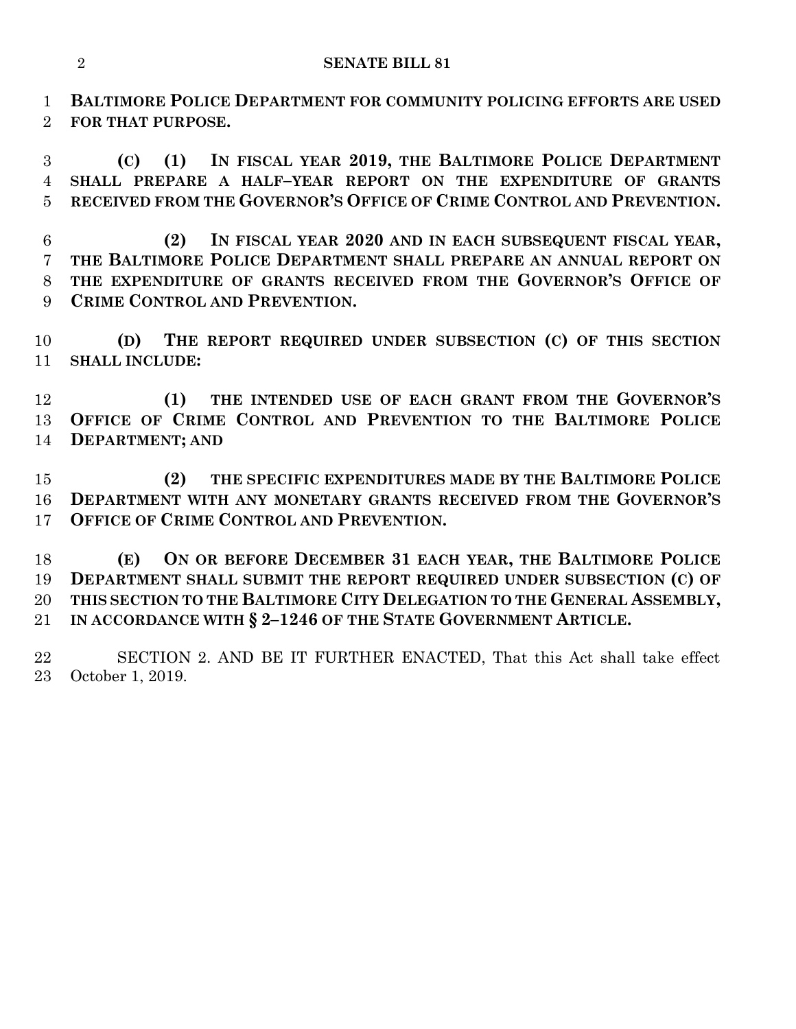**BALTIMORE POLICE DEPARTMENT FOR COMMUNITY POLICING EFFORTS ARE USED FOR THAT PURPOSE.**

**(C) (1) IN FISCAL YEAR 2019, THE BALTIMORE POLICE DEPARTMENT SHALL PREPARE A HALF–YEAR REPORT ON THE EXPENDITURE OF GRANTS RECEIVED FROM THE GOVERNOR'S OFFICE OF CRIME CONTROL AND PREVENTION.**

**(2) IN FISCAL YEAR 2020 AND IN EACH SUBSEQUENT FISCAL YEAR, THE BALTIMORE POLICE DEPARTMENT SHALL PREPARE AN ANNUAL REPORT ON THE EXPENDITURE OF GRANTS RECEIVED FROM THE GOVERNOR'S OFFICE OF CRIME CONTROL AND PREVENTION.**

**(D) THE REPORT REQUIRED UNDER SUBSECTION (C) OF THIS SECTION SHALL INCLUDE:**

**(1) THE INTENDED USE OF EACH GRANT FROM THE GOVERNOR'S OFFICE OF CRIME CONTROL AND PREVENTION TO THE BALTIMORE POLICE DEPARTMENT; AND**

**(2) THE SPECIFIC EXPENDITURES MADE BY THE BALTIMORE POLICE DEPARTMENT WITH ANY MONETARY GRANTS RECEIVED FROM THE GOVERNOR'S OFFICE OF CRIME CONTROL AND PREVENTION.**

**(E) ON OR BEFORE DECEMBER 31 EACH YEAR, THE BALTIMORE POLICE DEPARTMENT SHALL SUBMIT THE REPORT REQUIRED UNDER SUBSECTION (C) OF THIS SECTION TO THE BALTIMORE CITY DELEGATION TO THE GENERAL ASSEMBLY, IN ACCORDANCE WITH § 2–1246 OF THE STATE GOVERNMENT ARTICLE.**

SECTION 2. AND BE IT FURTHER ENACTED, That this Act shall take effect October 1, 2019.